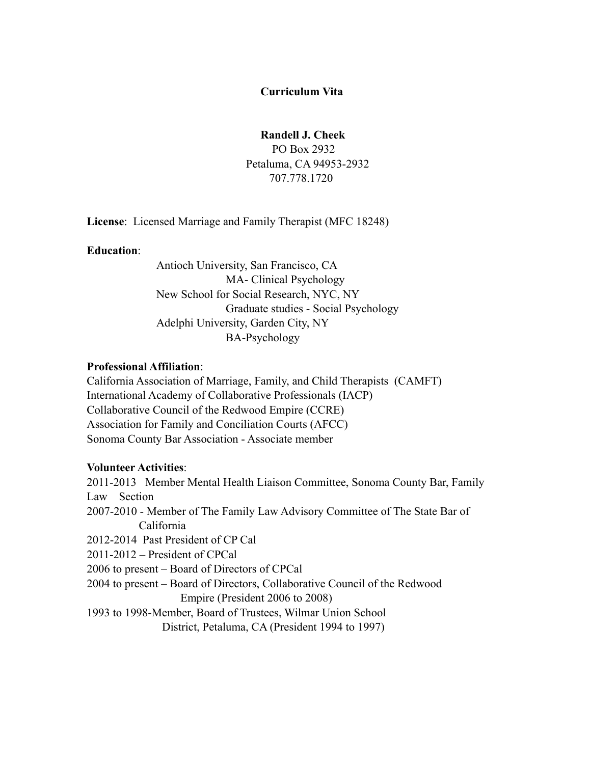# Curriculum Vita

**Randell J. Cheek**
PO Box 2932
Petaluma, CA 94953-2932
707.778.1720

**License**: Licensed Marriage and Family Therapist (MFC 18248)

**Education**:

Antioch University, San Francisco, CA
MA- Clinical Psychology
New School for Social Research, NYC, NY
Graduate studies - Social Psychology
Adelphi University, Garden City, NY
BA-Psychology

**Professional Affiliation**:

California Association of Marriage, Family, and Child Therapists (CAMFT)
International Academy of Collaborative Professionals (IACP)
Collaborative Council of the Redwood Empire (CCRE)
Association for Family and Conciliation Courts (AFCC)
Sonoma County Bar Association - Associate member

**Volunteer Activities**:

2011-2013 Member Mental Health Liaison Committee, Sonoma County Bar, Family Law Section
2007-2010 - Member of The Family Law Advisory Committee of The State Bar of California
2012-2014 Past President of CP Cal
2011-2012 – President of CPCal
2006 to present – Board of Directors of CPCal
2004 to present – Board of Directors, Collaborative Council of the Redwood Empire (President 2006 to 2008)
1993 to 1998-Member, Board of Trustees, Wilmar Union School District, Petaluma, CA (President 1994 to 1997)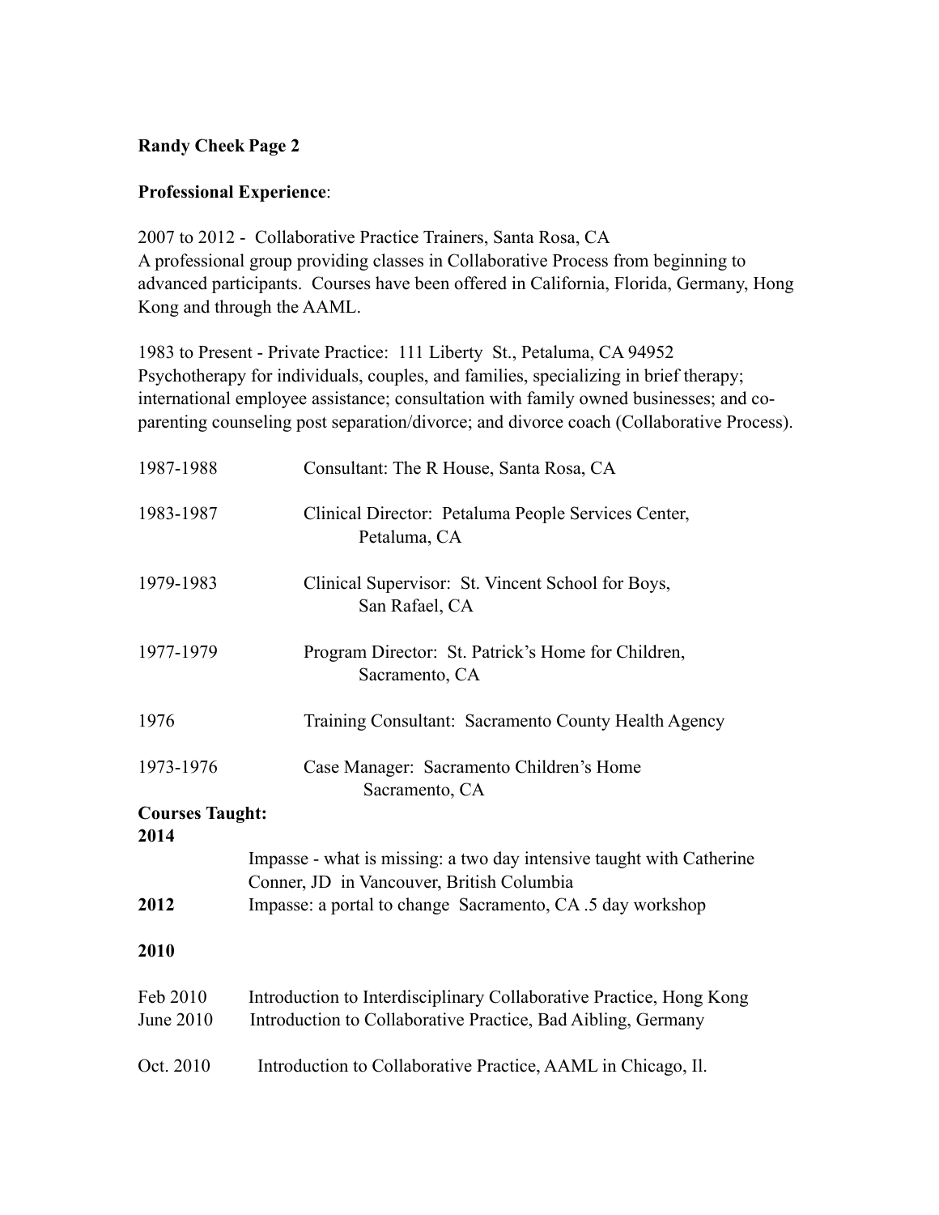**Randy Cheek Page 2**

**Professional Experience**:

2007 to 2012 - Collaborative Practice Trainers, Santa Rosa, CA
A professional group providing classes in Collaborative Process from beginning to advanced participants. Courses have been offered in California, Florida, Germany, Hong Kong and through the AAML.

1983 to Present - Private Practice: 111 Liberty St., Petaluma, CA 94952
Psychotherapy for individuals, couples, and families, specializing in brief therapy; international employee assistance; consultation with family owned businesses; and co-parenting counseling post separation/divorce; and divorce coach (Collaborative Process).

1987-1988 Consultant: The R House, Santa Rosa, CA

1983-1987 Clinical Director: Petaluma People Services Center, Petaluma, CA

1979-1983 Clinical Supervisor: St. Vincent School for Boys, San Rafael, CA

1977-1979 Program Director: St. Patrick's Home for Children, Sacramento, CA

1976 Training Consultant: Sacramento County Health Agency

1973-1976 Case Manager: Sacramento Children's Home Sacramento, CA

**Courses Taught:**

**2014**

Impasse - what is missing: a two day intensive taught with Catherine Conner, JD in Vancouver, British Columbia

**2012** Impasse: a portal to change Sacramento, CA .5 day workshop

**2010**

Feb 2010 Introduction to Interdisciplinary Collaborative Practice, Hong Kong
June 2010 Introduction to Collaborative Practice, Bad Aibling, Germany

Oct. 2010 Introduction to Collaborative Practice, AAML in Chicago, Il.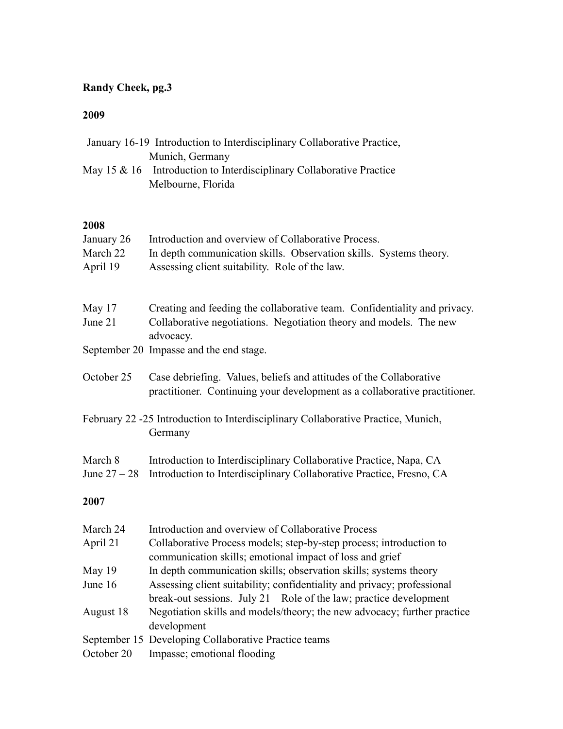**Randy Cheek, pg.3**

**2009**

January 16-19 Introduction to Interdisciplinary Collaborative Practice, Munich, Germany
May 15 & 16 Introduction to Interdisciplinary Collaborative Practice Melbourne, Florida

**2008**

January 26 Introduction and overview of Collaborative Process.
March 22 In depth communication skills. Observation skills. Systems theory.
April 19 Assessing client suitability. Role of the law.

May 17 Creating and feeding the collaborative team. Confidentiality and privacy.
June 21 Collaborative negotiations. Negotiation theory and models. The new advocacy.
September 20 Impasse and the end stage.

October 25 Case debriefing. Values, beliefs and attitudes of the Collaborative practitioner. Continuing your development as a collaborative practitioner.

February 22 -25 Introduction to Interdisciplinary Collaborative Practice, Munich, Germany

March 8 Introduction to Interdisciplinary Collaborative Practice, Napa, CA
June 27 – 28 Introduction to Interdisciplinary Collaborative Practice, Fresno, CA

**2007**

March 24 Introduction and overview of Collaborative Process
April 21 Collaborative Process models; step-by-step process; introduction to communication skills; emotional impact of loss and grief
May 19 In depth communication skills; observation skills; systems theory
June 16 Assessing client suitability; confidentiality and privacy; professional break-out sessions. July 21 Role of the law; practice development
August 18 Negotiation skills and models/theory; the new advocacy; further practice development
September 15 Developing Collaborative Practice teams
October 20 Impasse; emotional flooding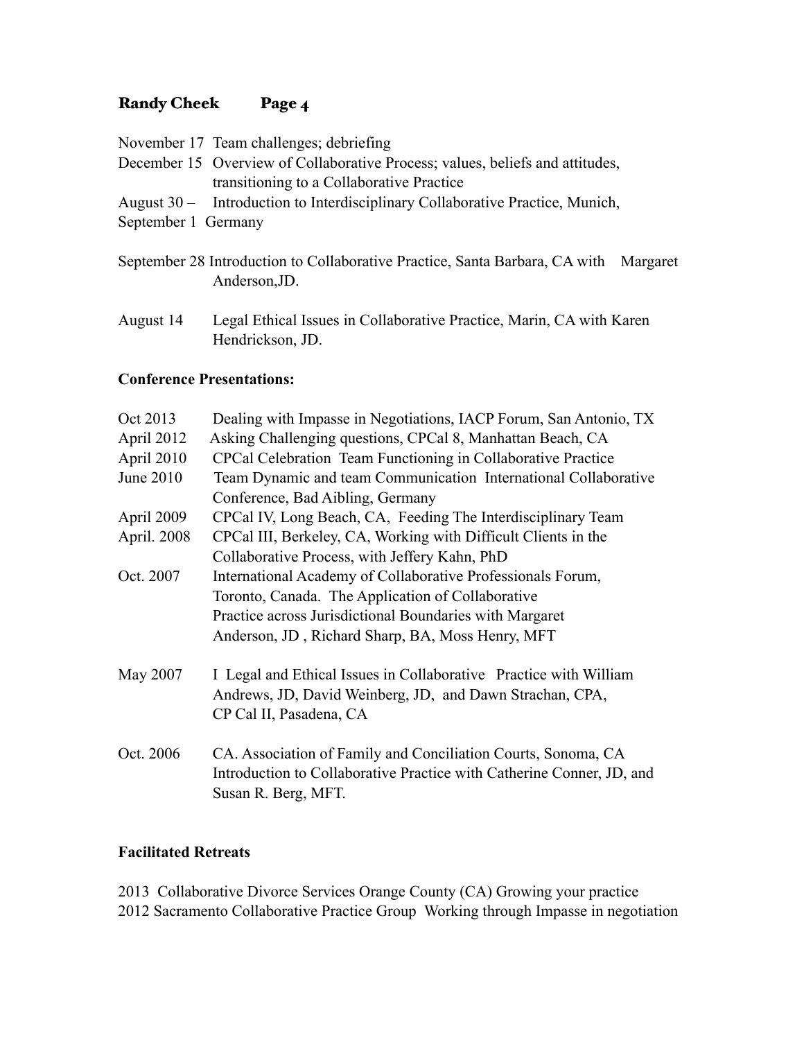November 17 Team challenges; debriefing
December 15 Overview of Collaborative Process; values, beliefs and attitudes, transitioning to a Collaborative Practice
August 30 – September 1 Introduction to Interdisciplinary Collaborative Practice, Munich, Germany

September 28 Introduction to Collaborative Practice, Santa Barbara, CA with Margaret Anderson,JD.

August 14 Legal Ethical Issues in Collaborative Practice, Marin, CA with Karen Hendrickson, JD.

**Conference Presentations:**

Oct 2013 Dealing with Impasse in Negotiations, IACP Forum, San Antonio, TX
April 2012 Asking Challenging questions, CPCal 8, Manhattan Beach, CA
April 2010 CPCal Celebration Team Functioning in Collaborative Practice
June 2010 Team Dynamic and team Communication International Collaborative Conference, Bad Aibling, Germany
April 2009 CPCal IV, Long Beach, CA, Feeding The Interdisciplinary Team
April. 2008 CPCal III, Berkeley, CA, Working with Difficult Clients in the Collaborative Process, with Jeffery Kahn, PhD
Oct. 2007 International Academy of Collaborative Professionals Forum, Toronto, Canada. The Application of Collaborative Practice across Jurisdictional Boundaries with Margaret Anderson, JD , Richard Sharp, BA, Moss Henry, MFT

May 2007 I Legal and Ethical Issues in Collaborative Practice with William Andrews, JD, David Weinberg, JD, and Dawn Strachan, CPA, CP Cal II, Pasadena, CA

Oct. 2006 CA. Association of Family and Conciliation Courts, Sonoma, CA Introduction to Collaborative Practice with Catherine Conner, JD, and Susan R. Berg, MFT.

**Facilitated Retreats**

2013 Collaborative Divorce Services Orange County (CA) Growing your practice
2012 Sacramento Collaborative Practice Group Working through Impasse in negotiation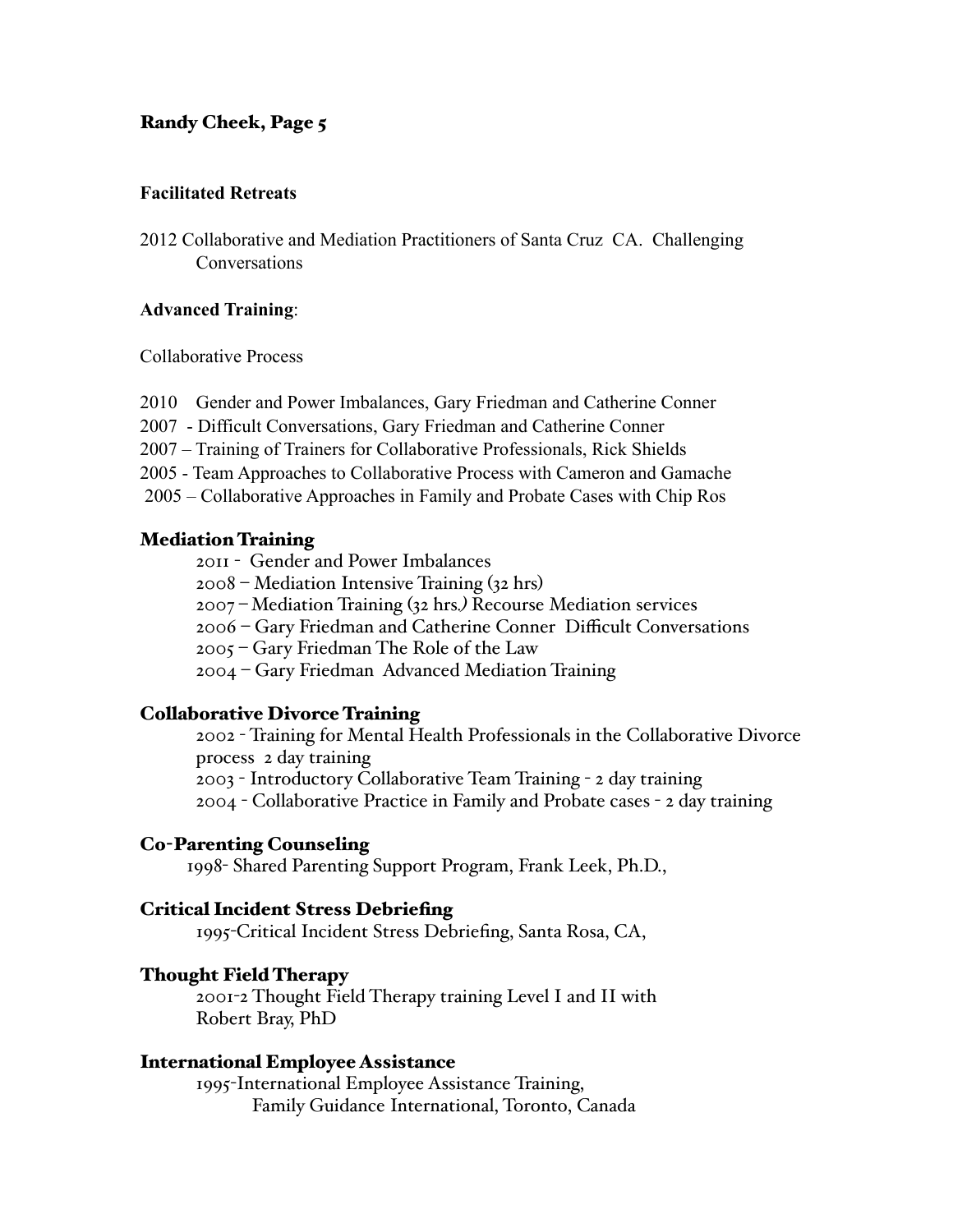### Facilitated Retreats

2012 Collaborative and Mediation Practitioners of Santa Cruz CA. Challenging Conversations

### Advanced Training:

Collaborative Process

2010 Gender and Power Imbalances, Gary Friedman and Catherine Conner
2007 - Difficult Conversations, Gary Friedman and Catherine Conner
2007 – Training of Trainers for Collaborative Professionals, Rick Shields
2005 - Team Approaches to Collaborative Process with Cameron and Gamache
2005 – Collaborative Approaches in Family and Probate Cases with Chip Ros

### Mediation Training

2011 - Gender and Power Imbalances
2008 – Mediation Intensive Training (32 hrs)
2007 – Mediation Training (32 hrs.) Recourse Mediation services
2006 – Gary Friedman and Catherine Conner Difficult Conversations
2005 – Gary Friedman The Role of the Law
2004 – Gary Friedman Advanced Mediation Training

### Collaborative Divorce Training

2002 - Training for Mental Health Professionals in the Collaborative Divorce process 2 day training
2003 - Introductory Collaborative Team Training - 2 day training
2004 - Collaborative Practice in Family and Probate cases - 2 day training

### Co-Parenting Counseling

1998- Shared Parenting Support Program, Frank Leek, Ph.D.,

### Critical Incident Stress Debriefing

1995-Critical Incident Stress Debriefing, Santa Rosa, CA,

### Thought Field Therapy

2001-2 Thought Field Therapy training Level I and II with Robert Bray, PhD

### International Employee Assistance

1995-International Employee Assistance Training, Family Guidance International, Toronto, Canada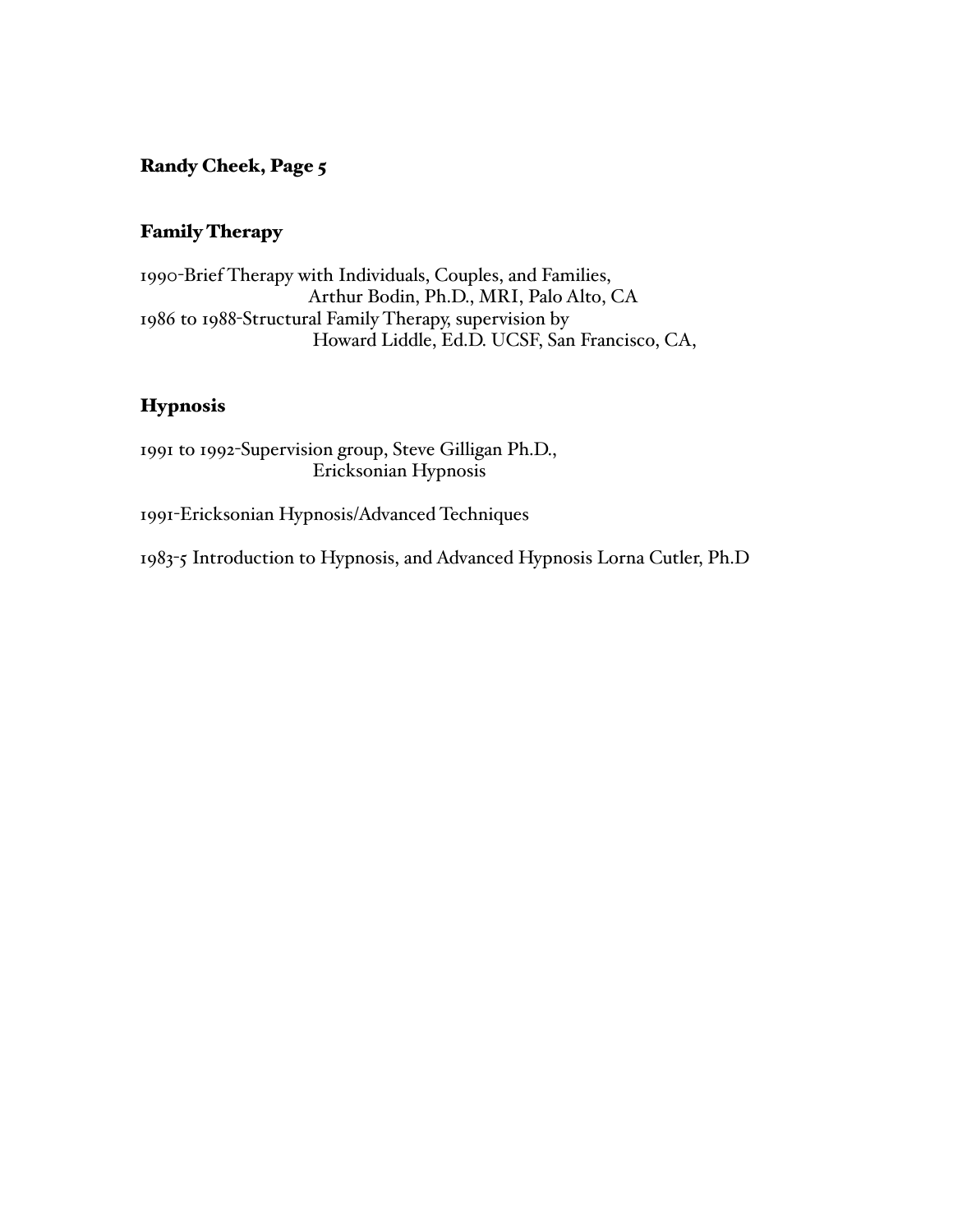## Family Therapy

1990-Brief Therapy with Individuals, Couples, and Families,
Arthur Bodin, Ph.D., MRI, Palo Alto, CA
1986 to 1988-Structural Family Therapy, supervision by
Howard Liddle, Ed.D. UCSF, San Francisco, CA,

## Hypnosis

1991 to 1992-Supervision group, Steve Gilligan Ph.D.,
Ericksonian Hypnosis

1991-Ericksonian Hypnosis/Advanced Techniques

1983-5 Introduction to Hypnosis, and Advanced Hypnosis Lorna Cutler, Ph.D